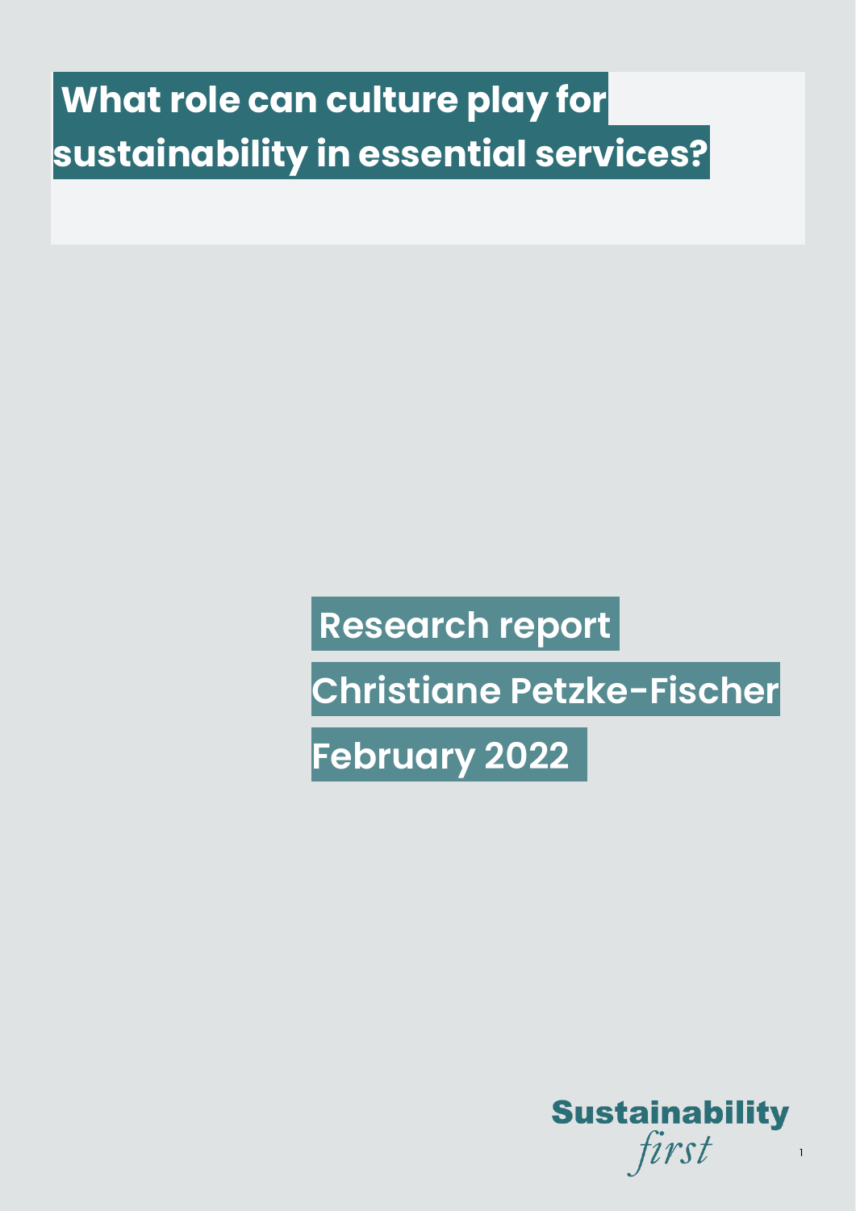# What role can culture play for sustainability in essential services?

**Research report**

**Christiane Petzke-Fischer**

**February 2022**

**Sustainability** *first*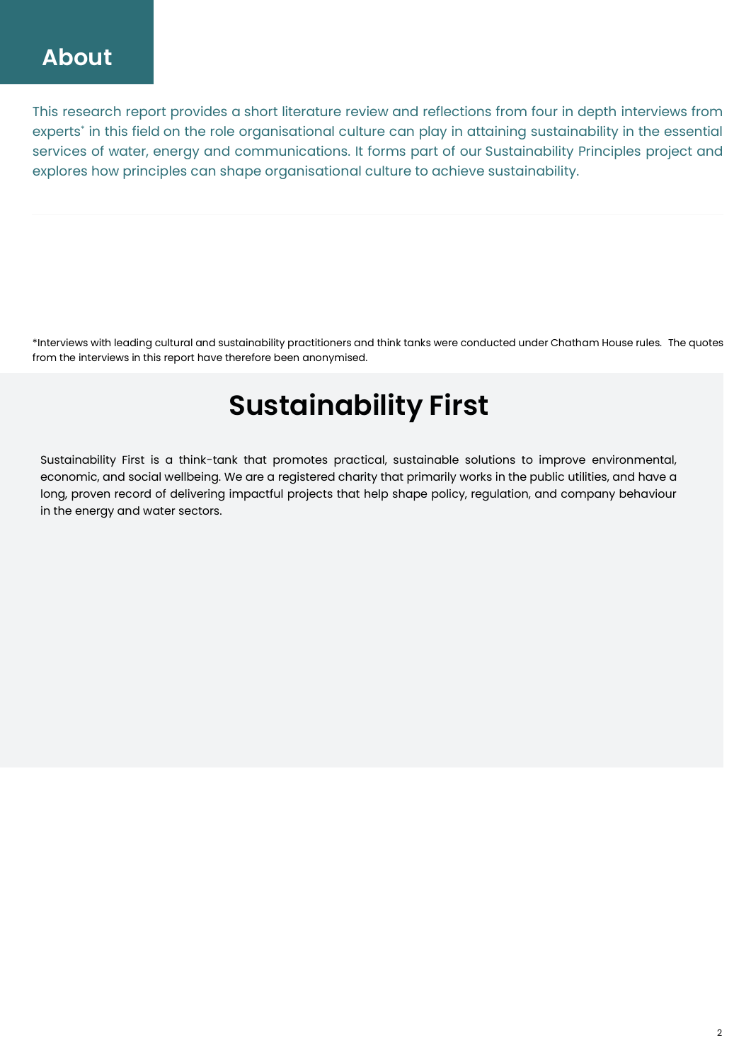# About

This research report provides a short literature review and reflections from four in depth interviews from experts* in this field on the role organisational culture can play in attaining sustainability in the essential services of water, energy and communications. It forms part of our Sustainability Principles project and explores how principles can shape organisational culture to achieve sustainability.

*Interviews with leading cultural and sustainability practitioners and think tanks were conducted under Chatham House rules. The quotes from the interviews in this report have therefore been anonymised.

## Sustainability First

Sustainability First is a think-tank that promotes practical, sustainable solutions to improve environmental, economic, and social wellbeing. We are a registered charity that primarily works in the public utilities, and have a long, proven record of delivering impactful projects that help shape policy, regulation, and company behaviour in the energy and water sectors.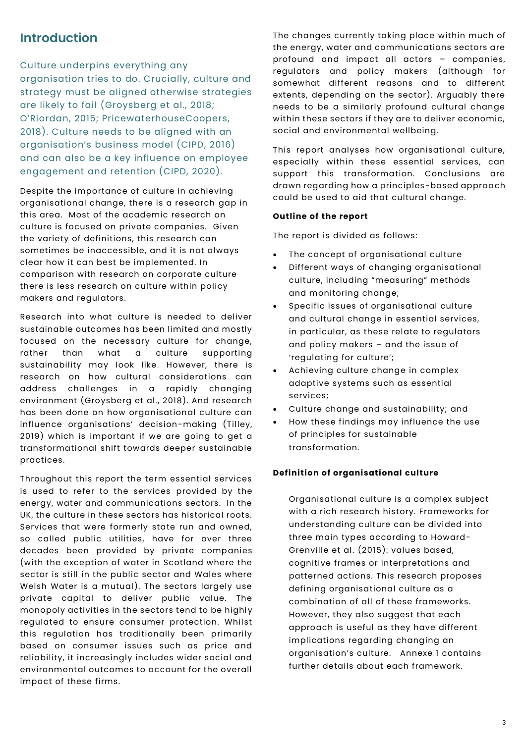## Introduction

Culture underpins everything any organisation tries to do. Crucially, culture and strategy must be aligned otherwise strategies are likely to fail (Groysberg et al., 2018; O'Riordan, 2015; PricewaterhouseCoopers, 2018). Culture needs to be aligned with an organisation's business model (CIPD, 2016) and can also be a key influence on employee engagement and retention (CIPD, 2020).

Despite the importance of culture in achieving organisational change, there is a research gap in this area. Most of the academic research on culture is focused on private companies. Given the variety of definitions, this research can sometimes be inaccessible, and it is not always clear how it can best be implemented. In comparison with research on corporate culture there is less research on culture within policy makers and regulators.

Research into what culture is needed to deliver sustainable outcomes has been limited and mostly focused on the necessary culture for change, rather than what a culture supporting sustainability may look like. However, there is research on how cultural considerations can address challenges in a rapidly changing environment (Groysberg et al., 2018). And research has been done on how organisational culture can influence organisations' decision-making (Tilley, 2019) which is important if we are going to get a transformational shift towards deeper sustainable practices.

Throughout this report the term essential services is used to refer to the services provided by the energy, water and communications sectors. In the UK, the culture in these sectors has historical roots. Services that were formerly state run and owned, so called public utilities, have for over three decades been provided by private companies (with the exception of water in Scotland where the sector is still in the public sector and Wales where Welsh Water is a mutual). The sectors largely use private capital to deliver public value. The monopoly activities in the sectors tend to be highly regulated to ensure consumer protection. Whilst this regulation has traditionally been primarily based on consumer issues such as price and reliability, it increasingly includes wider social and environmental outcomes to account for the overall impact of these firms.

The changes currently taking place within much of the energy, water and communications sectors are profound and impact all actors – companies, regulators and policy makers (although for somewhat different reasons and to different extents, depending on the sector). Arguably there needs to be a similarly profound cultural change within these sectors if they are to deliver economic, social and environmental wellbeing.

This report analyses how organisational culture, especially within these essential services, can support this transformation. Conclusions are drawn regarding how a principles-based approach could be used to aid that cultural change.

**Outline of the report**

The report is divided as follows:

- The concept of organisational culture
- Different ways of changing organisational culture, including "measuring" methods and monitoring change;
- Specific issues of organisational culture and cultural change in essential services, in particular, as these relate to regulators and policy makers – and the issue of 'regulating for culture';
- Achieving culture change in complex adaptive systems such as essential services;
- Culture change and sustainability; and
- How these findings may influence the use of principles for sustainable transformation.

**Definition of organisational culture**

Organisational culture is a complex subject with a rich research history. Frameworks for understanding culture can be divided into three main types according to Howard-Grenville et al. (2015): values based, cognitive frames or interpretations and patterned actions. This research proposes defining organisational culture as a combination of all of these frameworks. However, they also suggest that each approach is useful as they have different implications regarding changing an organisation's culture. Annexe 1 contains further details about each framework.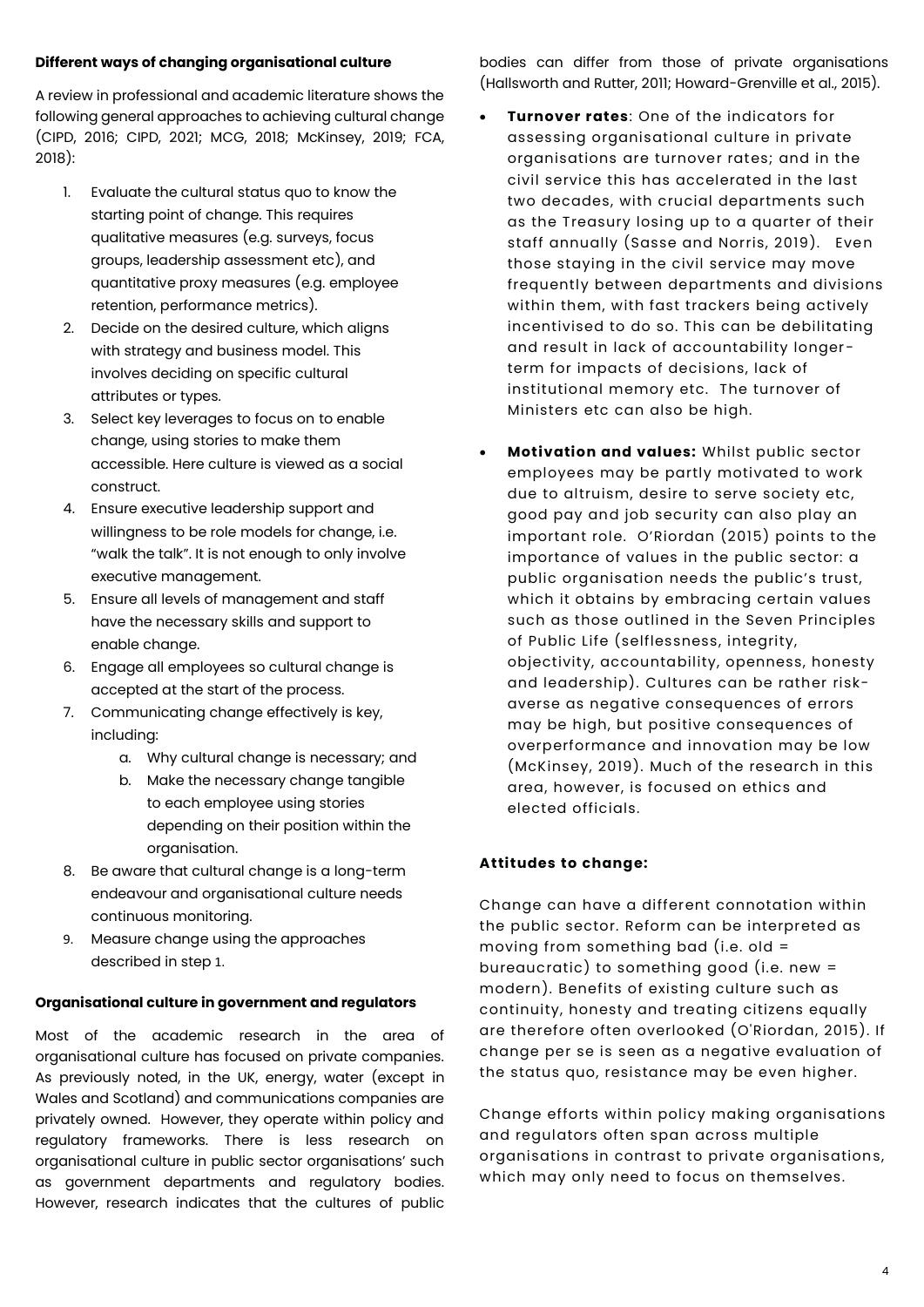### Different ways of changing organisational culture

A review in professional and academic literature shows the following general approaches to achieving cultural change (CIPD, 2016; CIPD, 2021; MCG, 2018; McKinsey, 2019; FCA, 2018):

1. Evaluate the cultural status quo to know the starting point of change. This requires qualitative measures (e.g. surveys, focus groups, leadership assessment etc), and quantitative proxy measures (e.g. employee retention, performance metrics).
2. Decide on the desired culture, which aligns with strategy and business model. This involves deciding on specific cultural attributes or types.
3. Select key leverages to focus on to enable change, using stories to make them accessible. Here culture is viewed as a social construct.
4. Ensure executive leadership support and willingness to be role models for change, i.e. "walk the talk". It is not enough to only involve executive management.
5. Ensure all levels of management and staff have the necessary skills and support to enable change.
6. Engage all employees so cultural change is accepted at the start of the process.
7. Communicating change effectively is key, including:
    a. Why cultural change is necessary; and
    b. Make the necessary change tangible to each employee using stories depending on their position within the organisation.
8. Be aware that cultural change is a long-term endeavour and organisational culture needs continuous monitoring.
9. Measure change using the approaches described in step 1.

### Organisational culture in government and regulators

Most of the academic research in the area of organisational culture has focused on private companies. As previously noted, in the UK, energy, water (except in Wales and Scotland) and communications companies are privately owned. However, they operate within policy and regulatory frameworks. There is less research on organisational culture in public sector organisations' such as government departments and regulatory bodies. However, research indicates that the cultures of public bodies can differ from those of private organisations (Hallsworth and Rutter, 2011; Howard-Grenville et al., 2015).

- **Turnover rates**: One of the indicators for assessing organisational culture in private organisations are turnover rates; and in the civil service this has accelerated in the last two decades, with crucial departments such as the Treasury losing up to a quarter of their staff annually (Sasse and Norris, 2019). Even those staying in the civil service may move frequently between departments and divisions within them, with fast trackers being actively incentivised to do so. This can be debilitating and result in lack of accountability longer-term for impacts of decisions, lack of institutional memory etc. The turnover of Ministers etc can also be high.

- **Motivation and values:** Whilst public sector employees may be partly motivated to work due to altruism, desire to serve society etc, good pay and job security can also play an important role. O'Riordan (2015) points to the importance of values in the public sector: a public organisation needs the public's trust, which it obtains by embracing certain values such as those outlined in the Seven Principles of Public Life (selflessness, integrity, objectivity, accountability, openness, honesty and leadership). Cultures can be rather risk-averse as negative consequences of errors may be high, but positive consequences of overperformance and innovation may be low (McKinsey, 2019). Much of the research in this area, however, is focused on ethics and elected officials.

### Attitudes to change:

Change can have a different connotation within the public sector. Reform can be interpreted as moving from something bad (i.e. old = bureaucratic) to something good (i.e. new = modern). Benefits of existing culture such as continuity, honesty and treating citizens equally are therefore often overlooked (O'Riordan, 2015). If change per se is seen as a negative evaluation of the status quo, resistance may be even higher.

Change efforts within policy making organisations and regulators often span across multiple organisations in contrast to private organisations, which may only need to focus on themselves.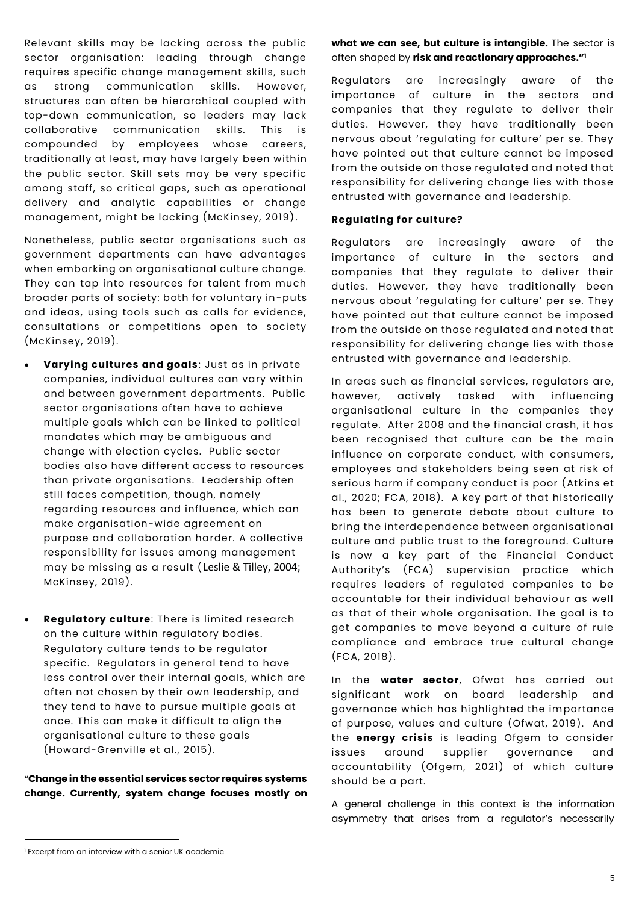Relevant skills may be lacking across the public sector organisation: leading through change requires specific change management skills, such as strong communication skills. However, structures can often be hierarchical coupled with top-down communication, so leaders may lack collaborative communication skills. This is compounded by employees whose careers, traditionally at least, may have largely been within the public sector. Skill sets may be very specific among staff, so critical gaps, such as operational delivery and analytic capabilities or change management, might be lacking (McKinsey, 2019).

Nonetheless, public sector organisations such as government departments can have advantages when embarking on organisational culture change. They can tap into resources for talent from much broader parts of society: both for voluntary in-puts and ideas, using tools such as calls for evidence, consultations or competitions open to society (McKinsey, 2019).

- **Varying cultures and goals**: Just as in private companies, individual cultures can vary within and between government departments. Public sector organisations often have to achieve multiple goals which can be linked to political mandates which may be ambiguous and change with election cycles. Public sector bodies also have different access to resources than private organisations. Leadership often still faces competition, though, namely regarding resources and influence, which can make organisation-wide agreement on purpose and collaboration harder. A collective responsibility for issues among management may be missing as a result (Leslie & Tilley, 2004; McKinsey, 2019).

- **Regulatory culture**: There is limited research on the culture within regulatory bodies. Regulatory culture tends to be regulator specific. Regulators in general tend to have less control over their internal goals, which are often not chosen by their own leadership, and they tend to have to pursue multiple goals at once. This can make it difficult to align the organisational culture to these goals (Howard-Grenville et al., 2015).

"**Change in the essential services sector requires systems change. Currently, system change focuses mostly on what we can see, but culture is intangible.** The sector is often shaped by **risk and reactionary approaches."**[1]

Regulators are increasingly aware of the importance of culture in the sectors and companies that they regulate to deliver their duties. However, they have traditionally been nervous about 'regulating for culture' per se. They have pointed out that culture cannot be imposed from the outside on those regulated and noted that responsibility for delivering change lies with those entrusted with governance and leadership.

#### Regulating for culture?

Regulators are increasingly aware of the importance of culture in the sectors and companies that they regulate to deliver their duties. However, they have traditionally been nervous about 'regulating for culture' per se. They have pointed out that culture cannot be imposed from the outside on those regulated and noted that responsibility for delivering change lies with those entrusted with governance and leadership.

In areas such as financial services, regulators are, however, actively tasked with influencing organisational culture in the companies they regulate. After 2008 and the financial crash, it has been recognised that culture can be the main influence on corporate conduct, with consumers, employees and stakeholders being seen at risk of serious harm if company conduct is poor (Atkins et al., 2020; FCA, 2018). A key part of that historically has been to generate debate about culture to bring the interdependence between organisational culture and public trust to the foreground. Culture is now a key part of the Financial Conduct Authority's (FCA) supervision practice which requires leaders of regulated companies to be accountable for their individual behaviour as well as that of their whole organisation. The goal is to get companies to move beyond a culture of rule compliance and embrace true cultural change (FCA, 2018).

In the **water sector**, Ofwat has carried out significant work on board leadership and governance which has highlighted the importance of purpose, values and culture (Ofwat, 2019). And the **energy crisis** is leading Ofgem to consider issues around supplier governance and accountability (Ofgem, 2021) of which culture should be a part.

A general challenge in this context is the information asymmetry that arises from a regulator's necessarily

[1] Excerpt from an interview with a senior UK academic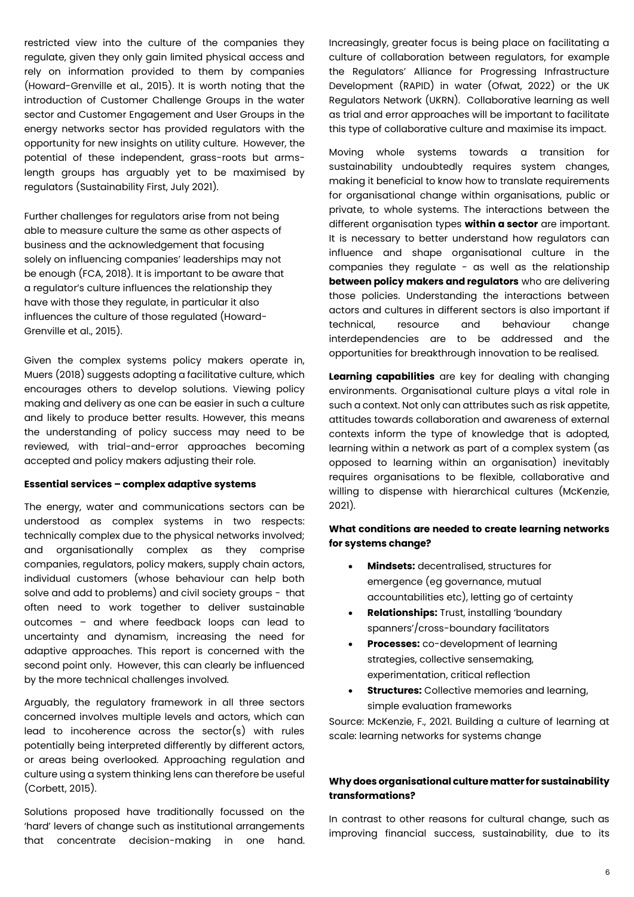restricted view into the culture of the companies they regulate, given they only gain limited physical access and rely on information provided to them by companies (Howard-Grenville et al., 2015). It is worth noting that the introduction of Customer Challenge Groups in the water sector and Customer Engagement and User Groups in the energy networks sector has provided regulators with the opportunity for new insights on utility culture. However, the potential of these independent, grass-roots but arms-length groups has arguably yet to be maximised by regulators (Sustainability First, July 2021).

Further challenges for regulators arise from not being able to measure culture the same as other aspects of business and the acknowledgement that focusing solely on influencing companies' leaderships may not be enough (FCA, 2018). It is important to be aware that a regulator's culture influences the relationship they have with those they regulate, in particular it also influences the culture of those regulated (Howard-Grenville et al., 2015).

Given the complex systems policy makers operate in, Muers (2018) suggests adopting a facilitative culture, which encourages others to develop solutions. Viewing policy making and delivery as one can be easier in such a culture and likely to produce better results. However, this means the understanding of policy success may need to be reviewed, with trial-and-error approaches becoming accepted and policy makers adjusting their role.

**Essential services – complex adaptive systems**

The energy, water and communications sectors can be understood as complex systems in two respects: technically complex due to the physical networks involved; and organisationally complex as they comprise companies, regulators, policy makers, supply chain actors, individual customers (whose behaviour can help both solve and add to problems) and civil society groups - that often need to work together to deliver sustainable outcomes – and where feedback loops can lead to uncertainty and dynamism, increasing the need for adaptive approaches. This report is concerned with the second point only. However, this can clearly be influenced by the more technical challenges involved.

Arguably, the regulatory framework in all three sectors concerned involves multiple levels and actors, which can lead to incoherence across the sector(s) with rules potentially being interpreted differently by different actors, or areas being overlooked. Approaching regulation and culture using a system thinking lens can therefore be useful (Corbett, 2015).

Solutions proposed have traditionally focussed on the 'hard' levers of change such as institutional arrangements that concentrate decision-making in one hand. Increasingly, greater focus is being place on facilitating a culture of collaboration between regulators, for example the Regulators' Alliance for Progressing Infrastructure Development (RAPID) in water (Ofwat, 2022) or the UK Regulators Network (UKRN). Collaborative learning as well as trial and error approaches will be important to facilitate this type of collaborative culture and maximise its impact.

Moving whole systems towards a transition for sustainability undoubtedly requires system changes, making it beneficial to know how to translate requirements for organisational change within organisations, public or private, to whole systems. The interactions between the different organisation types **within a sector** are important. It is necessary to better understand how regulators can influence and shape organisational culture in the companies they regulate - as well as the relationship **between policy makers and regulators** who are delivering those policies. Understanding the interactions between actors and cultures in different sectors is also important if technical, resource and behaviour change interdependencies are to be addressed and the opportunities for breakthrough innovation to be realised.

**Learning capabilities** are key for dealing with changing environments. Organisational culture plays a vital role in such a context. Not only can attributes such as risk appetite, attitudes towards collaboration and awareness of external contexts inform the type of knowledge that is adopted, learning within a network as part of a complex system (as opposed to learning within an organisation) inevitably requires organisations to be flexible, collaborative and willing to dispense with hierarchical cultures (McKenzie, 2021).

**What conditions are needed to create learning networks for systems change?**

- **Mindsets:** decentralised, structures for emergence (eg governance, mutual accountabilities etc), letting go of certainty
- **Relationships:** Trust, installing 'boundary spanners'/cross-boundary facilitators
- **Processes:** co-development of learning strategies, collective sensemaking, experimentation, critical reflection
- **Structures:** Collective memories and learning, simple evaluation frameworks

Source: McKenzie, F., 2021. Building a culture of learning at scale: learning networks for systems change

**Why does organisational culture matter for sustainability transformations?**

In contrast to other reasons for cultural change, such as improving financial success, sustainability, due to its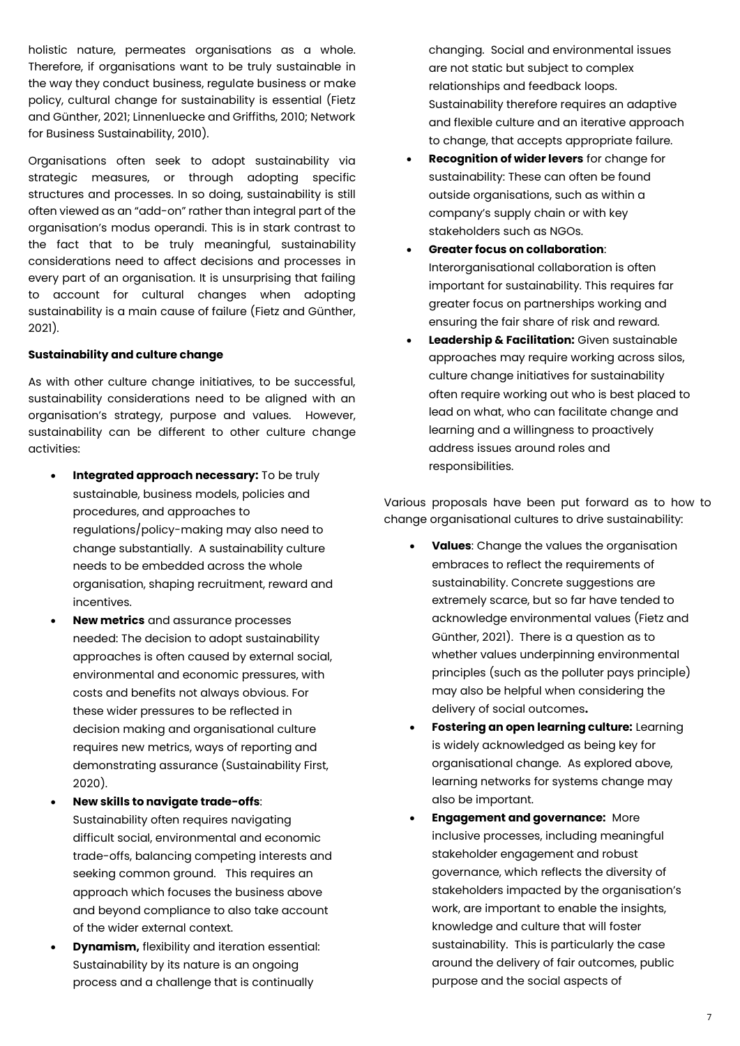holistic nature, permeates organisations as a whole. Therefore, if organisations want to be truly sustainable in the way they conduct business, regulate business or make policy, cultural change for sustainability is essential (Fietz and Günther, 2021; Linnenluecke and Griffiths, 2010; Network for Business Sustainability, 2010).

Organisations often seek to adopt sustainability via strategic measures, or through adopting specific structures and processes. In so doing, sustainability is still often viewed as an "add-on" rather than integral part of the organisation's modus operandi. This is in stark contrast to the fact that to be truly meaningful, sustainability considerations need to affect decisions and processes in every part of an organisation. It is unsurprising that failing to account for cultural changes when adopting sustainability is a main cause of failure (Fietz and Günther, 2021).

**Sustainability and culture change**

As with other culture change initiatives, to be successful, sustainability considerations need to be aligned with an organisation's strategy, purpose and values. However, sustainability can be different to other culture change activities:

- **Integrated approach necessary:** To be truly sustainable, business models, policies and procedures, and approaches to regulations/policy-making may also need to change substantially. A sustainability culture needs to be embedded across the whole organisation, shaping recruitment, reward and incentives.
- **New metrics** and assurance processes needed: The decision to adopt sustainability approaches is often caused by external social, environmental and economic pressures, with costs and benefits not always obvious. For these wider pressures to be reflected in decision making and organisational culture requires new metrics, ways of reporting and demonstrating assurance (Sustainability First, 2020).
- **New skills to navigate trade-offs**: Sustainability often requires navigating difficult social, environmental and economic trade-offs, balancing competing interests and seeking common ground. This requires an approach which focuses the business above and beyond compliance to also take account of the wider external context.
- **Dynamism,** flexibility and iteration essential: Sustainability by its nature is an ongoing process and a challenge that is continually changing. Social and environmental issues are not static but subject to complex relationships and feedback loops. Sustainability therefore requires an adaptive and flexible culture and an iterative approach to change, that accepts appropriate failure.
- **Recognition of wider levers** for change for sustainability: These can often be found outside organisations, such as within a company's supply chain or with key stakeholders such as NGOs.
- **Greater focus on collaboration**: Interorganisational collaboration is often important for sustainability. This requires far greater focus on partnerships working and ensuring the fair share of risk and reward.
- **Leadership & Facilitation:** Given sustainable approaches may require working across silos, culture change initiatives for sustainability often require working out who is best placed to lead on what, who can facilitate change and learning and a willingness to proactively address issues around roles and responsibilities.

Various proposals have been put forward as to how to change organisational cultures to drive sustainability:

- **Values**: Change the values the organisation embraces to reflect the requirements of sustainability. Concrete suggestions are extremely scarce, but so far have tended to acknowledge environmental values (Fietz and Günther, 2021). There is a question as to whether values underpinning environmental principles (such as the polluter pays principle) may also be helpful when considering the delivery of social outcomes**.**
- **Fostering an open learning culture:** Learning is widely acknowledged as being key for organisational change. As explored above, learning networks for systems change may also be important.
- **Engagement and governance:** More inclusive processes, including meaningful stakeholder engagement and robust governance, which reflects the diversity of stakeholders impacted by the organisation's work, are important to enable the insights, knowledge and culture that will foster sustainability. This is particularly the case around the delivery of fair outcomes, public purpose and the social aspects of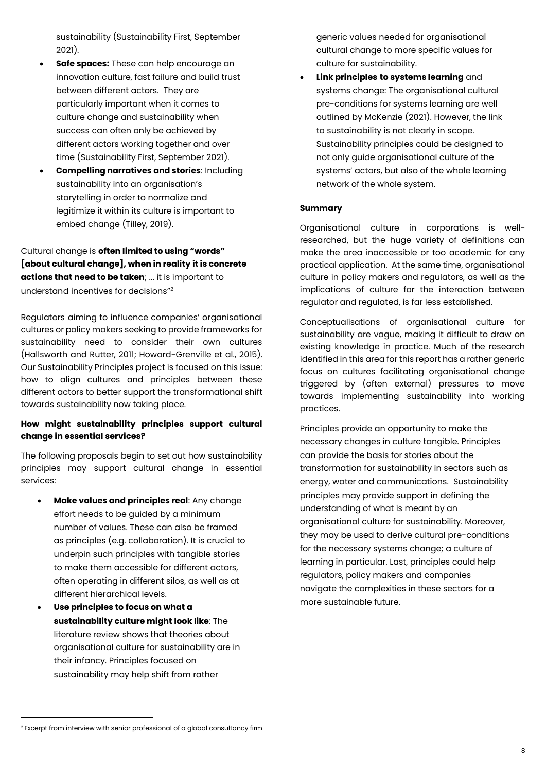sustainability (Sustainability First, September 2021).

- **Safe spaces:** These can help encourage an innovation culture, fast failure and build trust between different actors. They are particularly important when it comes to culture change and sustainability when success can often only be achieved by different actors working together and over time (Sustainability First, September 2021).
- **Compelling narratives and stories**: Including sustainability into an organisation's storytelling in order to normalize and legitimize it within its culture is important to embed change (Tilley, 2019).

Cultural change is **often limited to using "words" [about cultural change], when in reality it is concrete actions that need to be taken**; … it is important to understand incentives for decisions"[2]

Regulators aiming to influence companies' organisational cultures or policy makers seeking to provide frameworks for sustainability need to consider their own cultures (Hallsworth and Rutter, 2011; Howard-Grenville et al., 2015). Our Sustainability Principles project is focused on this issue: how to align cultures and principles between these different actors to better support the transformational shift towards sustainability now taking place.

**How might sustainability principles support cultural change in essential services?**

The following proposals begin to set out how sustainability principles may support cultural change in essential services:

- **Make values and principles real**: Any change effort needs to be guided by a minimum number of values. These can also be framed as principles (e.g. collaboration). It is crucial to underpin such principles with tangible stories to make them accessible for different actors, often operating in different silos, as well as at different hierarchical levels.
- **Use principles to focus on what a sustainability culture might look like**: The literature review shows that theories about organisational culture for sustainability are in their infancy. Principles focused on sustainability may help shift from rather generic values needed for organisational cultural change to more specific values for culture for sustainability.
- **Link principles to systems learning** and systems change: The organisational cultural pre-conditions for systems learning are well outlined by McKenzie (2021). However, the link to sustainability is not clearly in scope. Sustainability principles could be designed to not only guide organisational culture of the systems' actors, but also of the whole learning network of the whole system.

**Summary**

Organisational culture in corporations is well-researched, but the huge variety of definitions can make the area inaccessible or too academic for any practical application. At the same time, organisational culture in policy makers and regulators, as well as the implications of culture for the interaction between regulator and regulated, is far less established.

Conceptualisations of organisational culture for sustainability are vague, making it difficult to draw on existing knowledge in practice. Much of the research identified in this area for this report has a rather generic focus on cultures facilitating organisational change triggered by (often external) pressures to move towards implementing sustainability into working practices.

Principles provide an opportunity to make the necessary changes in culture tangible. Principles can provide the basis for stories about the transformation for sustainability in sectors such as energy, water and communications. Sustainability principles may provide support in defining the understanding of what is meant by an organisational culture for sustainability. Moreover, they may be used to derive cultural pre-conditions for the necessary systems change; a culture of learning in particular. Last, principles could help regulators, policy makers and companies navigate the complexities in these sectors for a more sustainable future.

[2] Excerpt from interview with senior professional of a global consultancy firm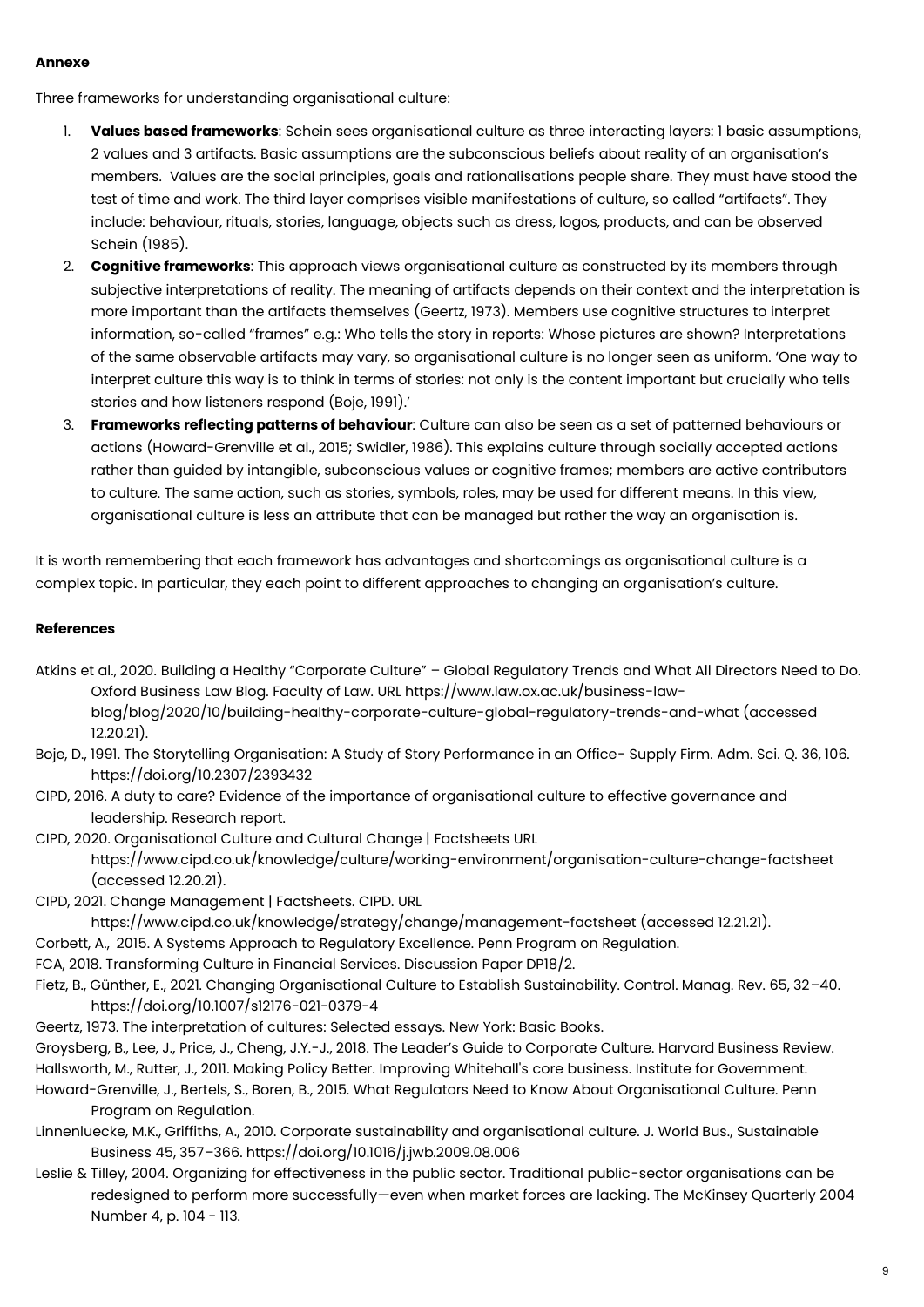**Annexe**

Three frameworks for understanding organisational culture:

1. **Values based frameworks**: Schein sees organisational culture as three interacting layers: 1 basic assumptions, 2 values and 3 artifacts. Basic assumptions are the subconscious beliefs about reality of an organisation's members. Values are the social principles, goals and rationalisations people share. They must have stood the test of time and work. The third layer comprises visible manifestations of culture, so called "artifacts". They include: behaviour, rituals, stories, language, objects such as dress, logos, products, and can be observed Schein (1985).
2. **Cognitive frameworks**: This approach views organisational culture as constructed by its members through subjective interpretations of reality. The meaning of artifacts depends on their context and the interpretation is more important than the artifacts themselves (Geertz, 1973). Members use cognitive structures to interpret information, so-called "frames" e.g.: Who tells the story in reports: Whose pictures are shown? Interpretations of the same observable artifacts may vary, so organisational culture is no longer seen as uniform. 'One way to interpret culture this way is to think in terms of stories: not only is the content important but crucially who tells stories and how listeners respond (Boje, 1991).'
3. **Frameworks reflecting patterns of behaviour**: Culture can also be seen as a set of patterned behaviours or actions (Howard-Grenville et al., 2015; Swidler, 1986). This explains culture through socially accepted actions rather than guided by intangible, subconscious values or cognitive frames; members are active contributors to culture. The same action, such as stories, symbols, roles, may be used for different means. In this view, organisational culture is less an attribute that can be managed but rather the way an organisation is.

It is worth remembering that each framework has advantages and shortcomings as organisational culture is a complex topic. In particular, they each point to different approaches to changing an organisation's culture.

**References**

Atkins et al., 2020. Building a Healthy "Corporate Culture" – Global Regulatory Trends and What All Directors Need to Do. Oxford Business Law Blog. Faculty of Law. URL https://www.law.ox.ac.uk/business-law-blog/blog/2020/10/building-healthy-corporate-culture-global-regulatory-trends-and-what (accessed 12.20.21).

Boje, D., 1991. The Storytelling Organisation: A Study of Story Performance in an Office- Supply Firm. Adm. Sci. Q. 36, 106. https://doi.org/10.2307/2393432

CIPD, 2016. A duty to care? Evidence of the importance of organisational culture to effective governance and leadership. Research report.

CIPD, 2020. Organisational Culture and Cultural Change | Factsheets URL https://www.cipd.co.uk/knowledge/culture/working-environment/organisation-culture-change-factsheet (accessed 12.20.21).

CIPD, 2021. Change Management | Factsheets. CIPD. URL https://www.cipd.co.uk/knowledge/strategy/change/management-factsheet (accessed 12.21.21).

Corbett, A., 2015. A Systems Approach to Regulatory Excellence. Penn Program on Regulation.

FCA, 2018. Transforming Culture in Financial Services. Discussion Paper DP18/2.

Fietz, B., Günther, E., 2021. Changing Organisational Culture to Establish Sustainability. Control. Manag. Rev. 65, 32–40. https://doi.org/10.1007/s12176-021-0379-4

Geertz, 1973. The interpretation of cultures: Selected essays. New York: Basic Books.

Groysberg, B., Lee, J., Price, J., Cheng, J.Y.-J., 2018. The Leader's Guide to Corporate Culture. Harvard Business Review.

Hallsworth, M., Rutter, J., 2011. Making Policy Better. Improving Whitehall's core business. Institute for Government.

Howard-Grenville, J., Bertels, S., Boren, B., 2015. What Regulators Need to Know About Organisational Culture. Penn Program on Regulation.

Linnenluecke, M.K., Griffiths, A., 2010. Corporate sustainability and organisational culture. J. World Bus., Sustainable Business 45, 357–366. https://doi.org/10.1016/j.jwb.2009.08.006

Leslie & Tilley, 2004. Organizing for effectiveness in the public sector. Traditional public-sector organisations can be redesigned to perform more successfully—even when market forces are lacking. The McKinsey Quarterly 2004 Number 4, p. 104 - 113.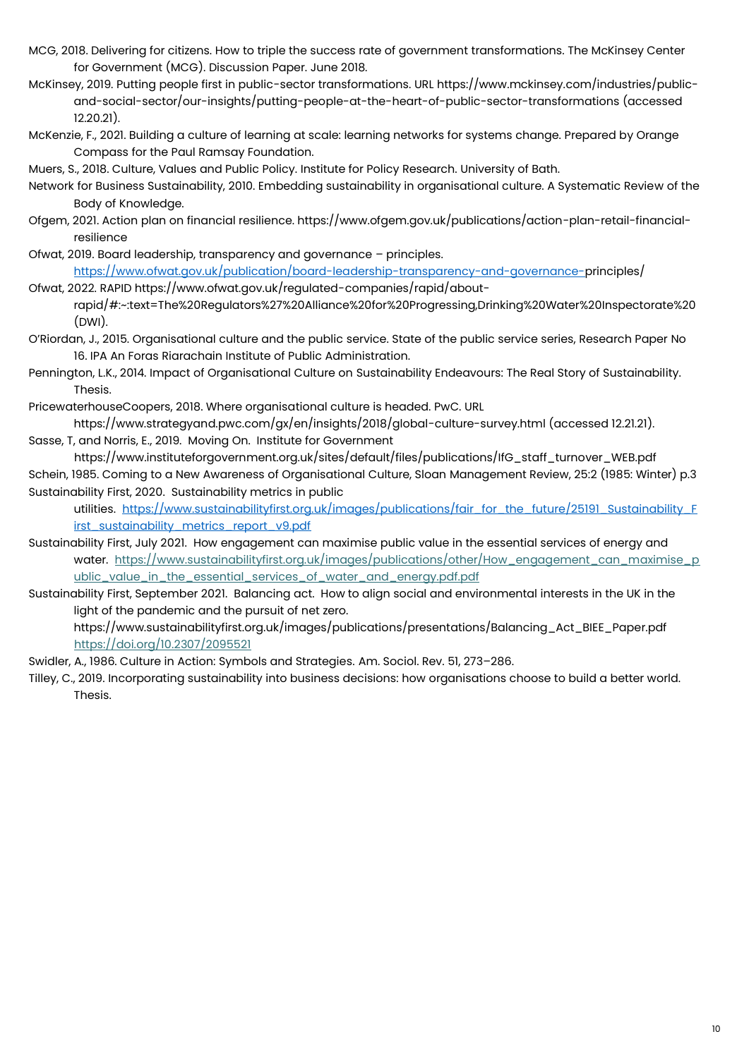MCG, 2018. Delivering for citizens. How to triple the success rate of government transformations. The McKinsey Center for Government (MCG). Discussion Paper. June 2018.

McKinsey, 2019. Putting people first in public-sector transformations. URL https://www.mckinsey.com/industries/public-and-social-sector/our-insights/putting-people-at-the-heart-of-public-sector-transformations (accessed 12.20.21).

McKenzie, F., 2021. Building a culture of learning at scale: learning networks for systems change. Prepared by Orange Compass for the Paul Ramsay Foundation.

Muers, S., 2018. Culture, Values and Public Policy. Institute for Policy Research. University of Bath.

Network for Business Sustainability, 2010. Embedding sustainability in organisational culture. A Systematic Review of the Body of Knowledge.

Ofgem, 2021. Action plan on financial resilience. https://www.ofgem.gov.uk/publications/action-plan-retail-financial-resilience

Ofwat, 2019. Board leadership, transparency and governance – principles. https://www.ofwat.gov.uk/publication/board-leadership-transparency-and-governance-principles/

Ofwat, 2022. RAPID https://www.ofwat.gov.uk/regulated-companies/rapid/about-rapid/#:~:text=The%20Regulators%27%20Alliance%20for%20Progressing,Drinking%20Water%20Inspectorate%20(DWI).

O'Riordan, J., 2015. Organisational culture and the public service. State of the public service series, Research Paper No 16. IPA An Foras Riarachain Institute of Public Administration.

Pennington, L.K., 2014. Impact of Organisational Culture on Sustainability Endeavours: The Real Story of Sustainability. Thesis.

PricewaterhouseCoopers, 2018. Where organisational culture is headed. PwC. URL https://www.strategyand.pwc.com/gx/en/insights/2018/global-culture-survey.html (accessed 12.21.21).

Sasse, T, and Norris, E., 2019. Moving On. Institute for Government https://www.instituteforgovernment.org.uk/sites/default/files/publications/IfG_staff_turnover_WEB.pdf

Schein, 1985. Coming to a New Awareness of Organisational Culture, Sloan Management Review, 25:2 (1985: Winter) p.3

Sustainability First, 2020. Sustainability metrics in public utilities. https://www.sustainabilityfirst.org.uk/images/publications/fair_for_the_future/25191_Sustainability_First_sustainability_metrics_report_v9.pdf

Sustainability First, July 2021. How engagement can maximise public value in the essential services of energy and water. https://www.sustainabilityfirst.org.uk/images/publications/other/How_engagement_can_maximise_public_value_in_the_essential_services_of_water_and_energy.pdf.pdf

Sustainability First, September 2021. Balancing act. How to align social and environmental interests in the UK in the light of the pandemic and the pursuit of net zero. https://www.sustainabilityfirst.org.uk/images/publications/presentations/Balancing_Act_BIEE_Paper.pdf https://doi.org/10.2307/2095521

Swidler, A., 1986. Culture in Action: Symbols and Strategies. Am. Sociol. Rev. 51, 273–286.

Tilley, C., 2019. Incorporating sustainability into business decisions: how organisations choose to build a better world. Thesis.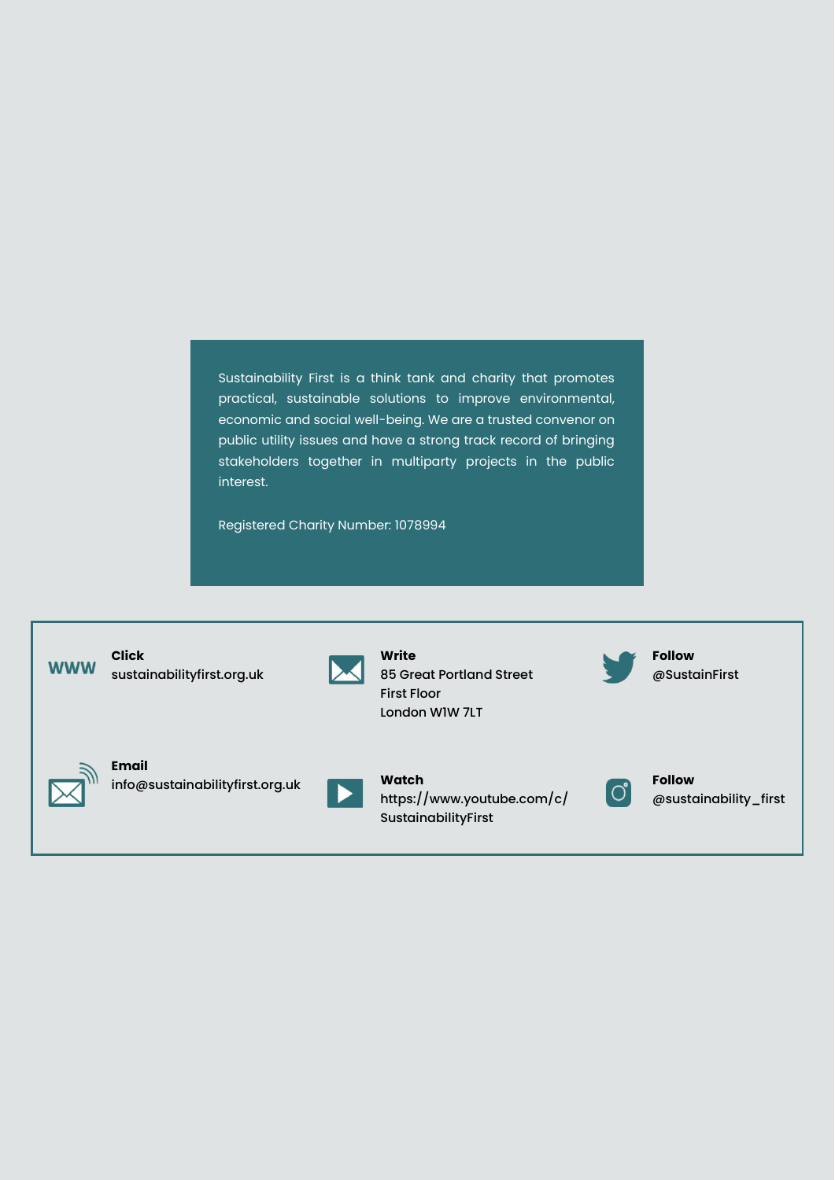Sustainability First is a think tank and charity that promotes practical, sustainable solutions to improve environmental, economic and social well-being. We are a trusted convenor on public utility issues and have a strong track record of bringing stakeholders together in multiparty projects in the public interest.

Registered Charity Number: 1078994

**Click**
sustainabilityfirst.org.uk

**Write**
85 Great Portland Street
First Floor
London W1W 7LT

**Follow**
@SustainFirst

**Email**
info@sustainabilityfirst.org.uk

**Watch**
https://www.youtube.com/c/SustainabilityFirst

**Follow**
@sustainability_first